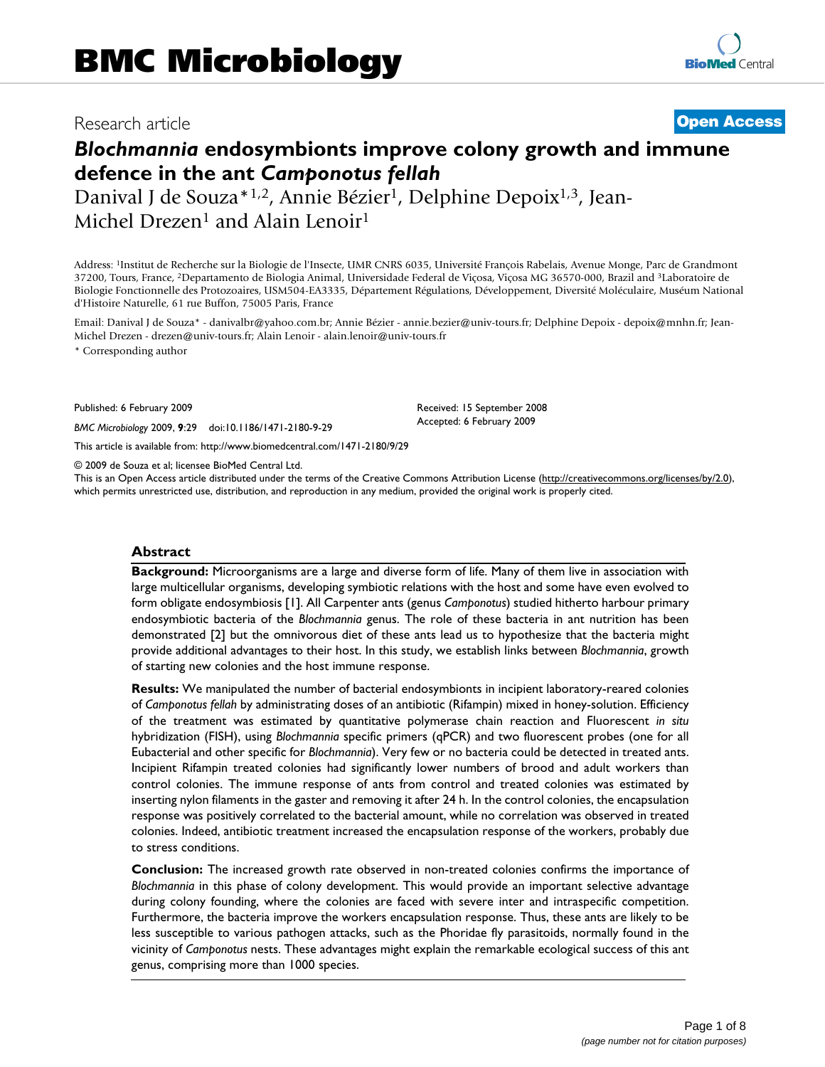# BMC Microbiology

Research article

**Open Access**

## *Blochmannia* endosymbionts improve colony growth and immune defence in the ant *Camponotus fellah*

Danival J de Souza*[1,2], Annie Bézier[1], Delphine Depoix[1,3], Jean-Michel Drezen[1] and Alain Lenoir[1]

Address: [1]Institut de Recherche sur la Biologie de l'Insecte, UMR CNRS 6035, Université François Rabelais, Avenue Monge, Parc de Grandmont 37200, Tours, France, [2]Departamento de Biologia Animal, Universidade Federal de Viçosa, Viçosa MG 36570-000, Brazil and [3]Laboratoire de Biologie Fonctionnelle des Protozoaires, USM504-EA3335, Département Régulations, Développement, Diversité Moléculaire, Muséum National d'Histoire Naturelle, 61 rue Buffon, 75005 Paris, France

Email: Danival J de Souza* - danivalbr@yahoo.com.br; Annie Bézier - annie.bezier@univ-tours.fr; Delphine Depoix - depoix@mnhn.fr; Jean-Michel Drezen - drezen@univ-tours.fr; Alain Lenoir - alain.lenoir@univ-tours.fr

* Corresponding author

Published: 6 February 2009

*BMC Microbiology* 2009, **9**:29 doi:10.1186/1471-2180-9-29

Received: 15 September 2008
Accepted: 6 February 2009

This article is available from: http://www.biomedcentral.com/1471-2180/9/29

© 2009 de Souza et al; licensee BioMed Central Ltd.
This is an Open Access article distributed under the terms of the Creative Commons Attribution License (http://creativecommons.org/licenses/by/2.0), which permits unrestricted use, distribution, and reproduction in any medium, provided the original work is properly cited.

### Abstract

**Background:** Microorganisms are a large and diverse form of life. Many of them live in association with large multicellular organisms, developing symbiotic relations with the host and some have even evolved to form obligate endosymbiosis [1]. All Carpenter ants (genus *Camponotus*) studied hitherto harbour primary endosymbiotic bacteria of the *Blochmannia* genus. The role of these bacteria in ant nutrition has been demonstrated [2] but the omnivorous diet of these ants lead us to hypothesize that the bacteria might provide additional advantages to their host. In this study, we establish links between *Blochmannia*, growth of starting new colonies and the host immune response.

**Results:** We manipulated the number of bacterial endosymbionts in incipient laboratory-reared colonies of *Camponotus fellah* by administrating doses of an antibiotic (Rifampin) mixed in honey-solution. Efficiency of the treatment was estimated by quantitative polymerase chain reaction and Fluorescent *in situ* hybridization (FISH), using *Blochmannia* specific primers (qPCR) and two fluorescent probes (one for all Eubacterial and other specific for *Blochmannia*). Very few or no bacteria could be detected in treated ants. Incipient Rifampin treated colonies had significantly lower numbers of brood and adult workers than control colonies. The immune response of ants from control and treated colonies was estimated by inserting nylon filaments in the gaster and removing it after 24 h. In the control colonies, the encapsulation response was positively correlated to the bacterial amount, while no correlation was observed in treated colonies. Indeed, antibiotic treatment increased the encapsulation response of the workers, probably due to stress conditions.

**Conclusion:** The increased growth rate observed in non-treated colonies confirms the importance of *Blochmannia* in this phase of colony development. This would provide an important selective advantage during colony founding, where the colonies are faced with severe inter and intraspecific competition. Furthermore, the bacteria improve the workers encapsulation response. Thus, these ants are likely to be less susceptible to various pathogen attacks, such as the Phoridae fly parasitoids, normally found in the vicinity of *Camponotus* nests. These advantages might explain the remarkable ecological success of this ant genus, comprising more than 1000 species.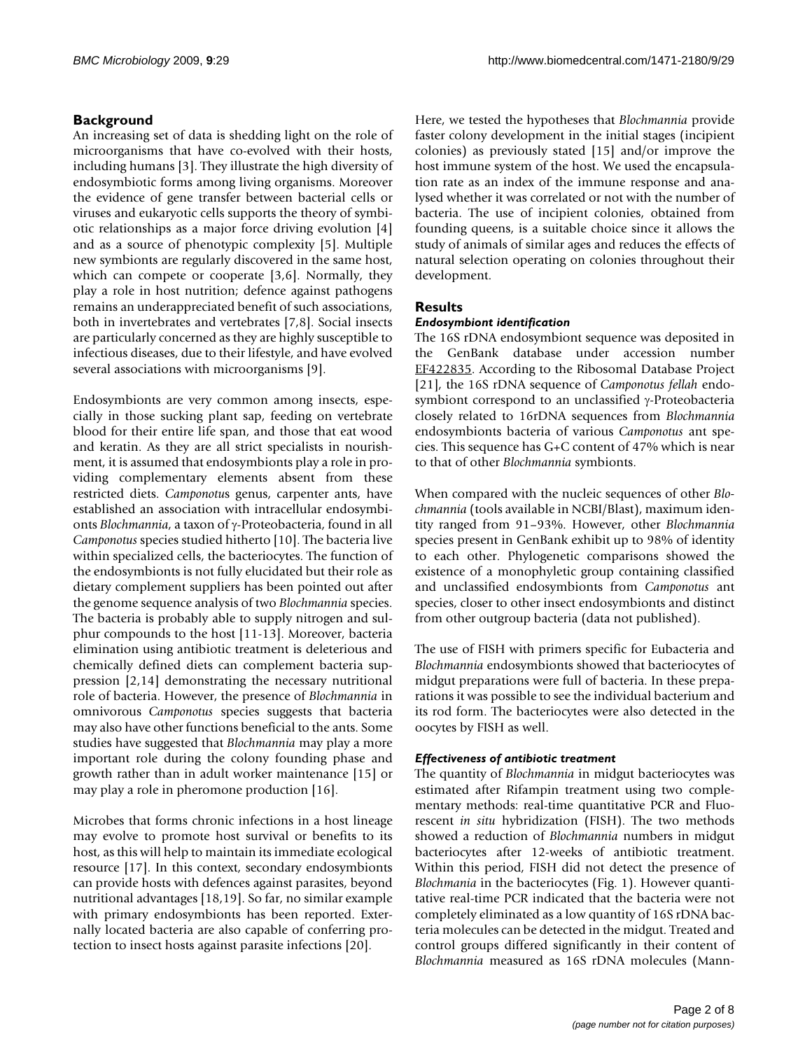## Background

An increasing set of data is shedding light on the role of microorganisms that have co-evolved with their hosts, including humans [3]. They illustrate the high diversity of endosymbiotic forms among living organisms. Moreover the evidence of gene transfer between bacterial cells or viruses and eukaryotic cells supports the theory of symbiotic relationships as a major force driving evolution [4] and as a source of phenotypic complexity [5]. Multiple new symbionts are regularly discovered in the same host, which can compete or cooperate [3,6]. Normally, they play a role in host nutrition; defence against pathogens remains an underappreciated benefit of such associations, both in invertebrates and vertebrates [7,8]. Social insects are particularly concerned as they are highly susceptible to infectious diseases, due to their lifestyle, and have evolved several associations with microorganisms [9].

Endosymbionts are very common among insects, especially in those sucking plant sap, feeding on vertebrate blood for their entire life span, and those that eat wood and keratin. As they are all strict specialists in nourishment, it is assumed that endosymbionts play a role in providing complementary elements absent from these restricted diets. *Camponotu*s genus, carpenter ants, have established an association with intracellular endosymbionts *Blochmannia*, a taxon of γ-Proteobacteria, found in all *Camponotus* species studied hitherto [10]. The bacteria live within specialized cells, the bacteriocytes. The function of the endosymbionts is not fully elucidated but their role as dietary complement suppliers has been pointed out after the genome sequence analysis of two *Blochmannia* species. The bacteria is probably able to supply nitrogen and sulphur compounds to the host [11-13]. Moreover, bacteria elimination using antibiotic treatment is deleterious and chemically defined diets can complement bacteria suppression [2,14] demonstrating the necessary nutritional role of bacteria. However, the presence of *Blochmannia* in omnivorous *Camponotus* species suggests that bacteria may also have other functions beneficial to the ants. Some studies have suggested that *Blochmannia* may play a more important role during the colony founding phase and growth rather than in adult worker maintenance [15] or may play a role in pheromone production [16].

Microbes that forms chronic infections in a host lineage may evolve to promote host survival or benefits to its host, as this will help to maintain its immediate ecological resource [17]. In this context, secondary endosymbionts can provide hosts with defences against parasites, beyond nutritional advantages [18,19]. So far, no similar example with primary endosymbionts has been reported. Externally located bacteria are also capable of conferring protection to insect hosts against parasite infections [20].

Here, we tested the hypotheses that *Blochmannia* provide faster colony development in the initial stages (incipient colonies) as previously stated [15] and/or improve the host immune system of the host. We used the encapsulation rate as an index of the immune response and analysed whether it was correlated or not with the number of bacteria. The use of incipient colonies, obtained from founding queens, is a suitable choice since it allows the study of animals of similar ages and reduces the effects of natural selection operating on colonies throughout their development.

## Results

### *Endosymbiont identification*

The 16S rDNA endosymbiont sequence was deposited in the GenBank database under accession number EF422835. According to the Ribosomal Database Project [21], the 16S rDNA sequence of *Camponotus fellah* endosymbiont correspond to an unclassified γ-Proteobacteria closely related to 16rDNA sequences from *Blochmannia* endosymbionts bacteria of various *Camponotus* ant species. This sequence has G+C content of 47% which is near to that of other *Blochmannia* symbionts.

When compared with the nucleic sequences of other *Blochmannia* (tools available in NCBI/Blast), maximum identity ranged from 91–93%. However, other *Blochmannia* species present in GenBank exhibit up to 98% of identity to each other. Phylogenetic comparisons showed the existence of a monophyletic group containing classified and unclassified endosymbionts from *Camponotus* ant species, closer to other insect endosymbionts and distinct from other outgroup bacteria (data not published).

The use of FISH with primers specific for Eubacteria and *Blochmannia* endosymbionts showed that bacteriocytes of midgut preparations were full of bacteria. In these preparations it was possible to see the individual bacterium and its rod form. The bacteriocytes were also detected in the oocytes by FISH as well.

### *Effectiveness of antibiotic treatment*

The quantity of *Blochmannia* in midgut bacteriocytes was estimated after Rifampin treatment using two complementary methods: real-time quantitative PCR and Fluorescent *in situ* hybridization (FISH). The two methods showed a reduction of *Blochmannia* numbers in midgut bacteriocytes after 12-weeks of antibiotic treatment. Within this period, FISH did not detect the presence of *Blochmania* in the bacteriocytes (Fig. 1). However quantitative real-time PCR indicated that the bacteria were not completely eliminated as a low quantity of 16S rDNA bacteria molecules can be detected in the midgut. Treated and control groups differed significantly in their content of *Blochmannia* measured as 16S rDNA molecules (Mann-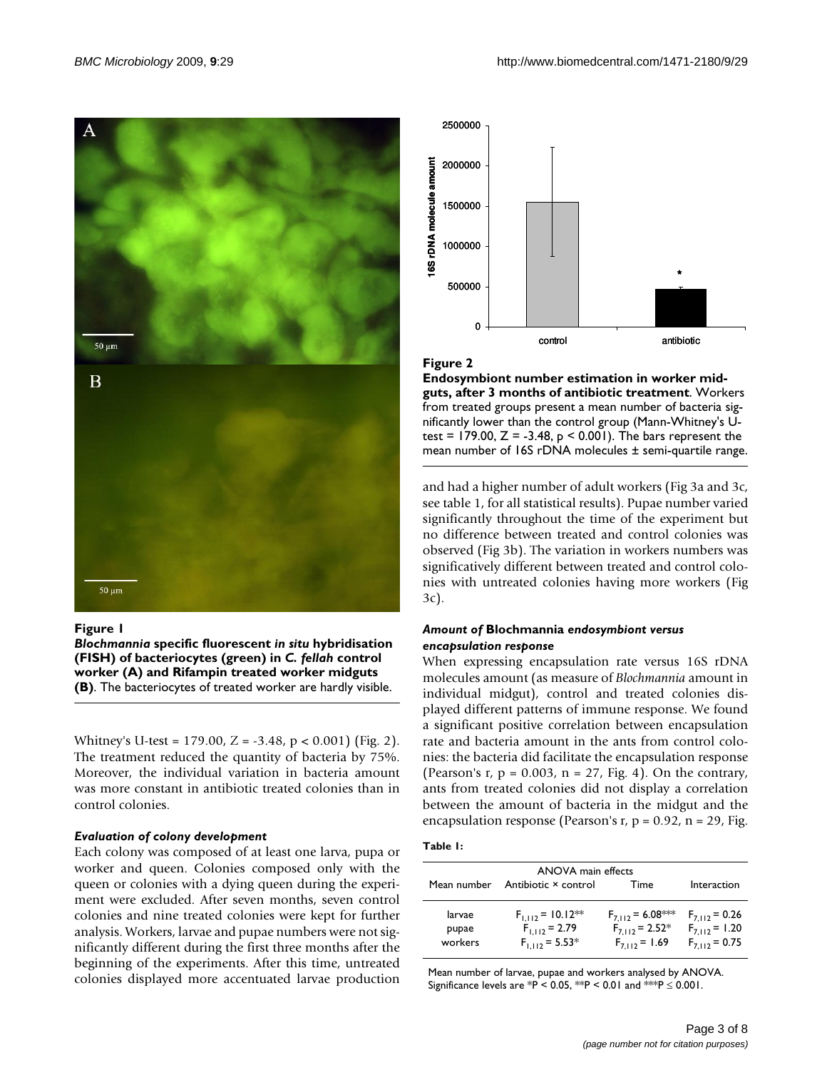**Figure 1**

***Blochmannia* specific fluorescent *in situ* hybridisation (FISH) of bacteriocytes (green) in *C. fellah* control worker (A) and Rifampin treated worker midguts (B)**. The bacteriocytes of treated worker are hardly visible.

Whitney's U-test = 179.00, Z = -3.48, $p < 0.001$) (Fig. 2). The treatment reduced the quantity of bacteria by 75%. Moreover, the individual variation in bacteria amount was more constant in antibiotic treated colonies than in control colonies.

### *Evaluation of colony development*

Each colony was composed of at least one larva, pupa or worker and queen. Colonies composed only with the queen or colonies with a dying queen during the experiment were excluded. After seven months, seven control colonies and nine treated colonies were kept for further analysis. Workers, larvae and pupae numbers were not significantly different during the first three months after the beginning of the experiments. After this time, untreated colonies displayed more accentuated larvae production and had a higher number of adult workers (Fig 3a and 3c, see table 1, for all statistical results). Pupae number varied significantly throughout the time of the experiment but no difference between treated and control colonies was observed (Fig 3b). The variation in workers numbers was significatively different between treated and control colonies with untreated colonies having more workers (Fig 3c).

**Figure 2**

**Endosymbiont number estimation in worker midguts, after 3 months of antibiotic treatment**. Workers from treated groups present a mean number of bacteria significantly lower than the control group (Mann-Whitney's U-test = 179.00, Z = -3.48, $p < 0.001$). The bars represent the mean number of 16S rDNA molecules ± semi-quartile range.

### *Amount of* Blochmannia *endosymbiont versus encapsulation response*

When expressing encapsulation rate versus 16S rDNA molecules amount (as measure of *Blochmannia* amount in individual midgut), control and treated colonies displayed different patterns of immune response. We found a significant positive correlation between encapsulation rate and bacteria amount in the ants from control colonies: the bacteria did facilitate the encapsulation response (Pearson's r, $p = 0.003$, $n = 27$, Fig. 4). On the contrary, ants from treated colonies did not display a correlation between the amount of bacteria in the midgut and the encapsulation response (Pearson's r, $p = 0.92$, $n = 29$, Fig.

**Table 1:**

| Mean number | ANOVA main effects | | |
|---|---|---|---|
| | Antibiotic × control | Time | Interaction |
| larvae | $F_{1,112} = 10.12$** | $F_{7,112} = 6.08$*** | $F_{7,112} = 0.26$ |
| pupae | $F_{1,112} = 2.79$ | $F_{7,112} = 2.52$* | $F_{7,112} = 1.20$ |
| workers | $F_{1,112} = 5.53$* | $F_{7,112} = 1.69$ | $F_{7,112} = 0.75$ |

Mean number of larvae, pupae and workers analysed by ANOVA. Significance levels are *$P < 0.05$, **$P < 0.01$ and ***$P \leq 0.001$.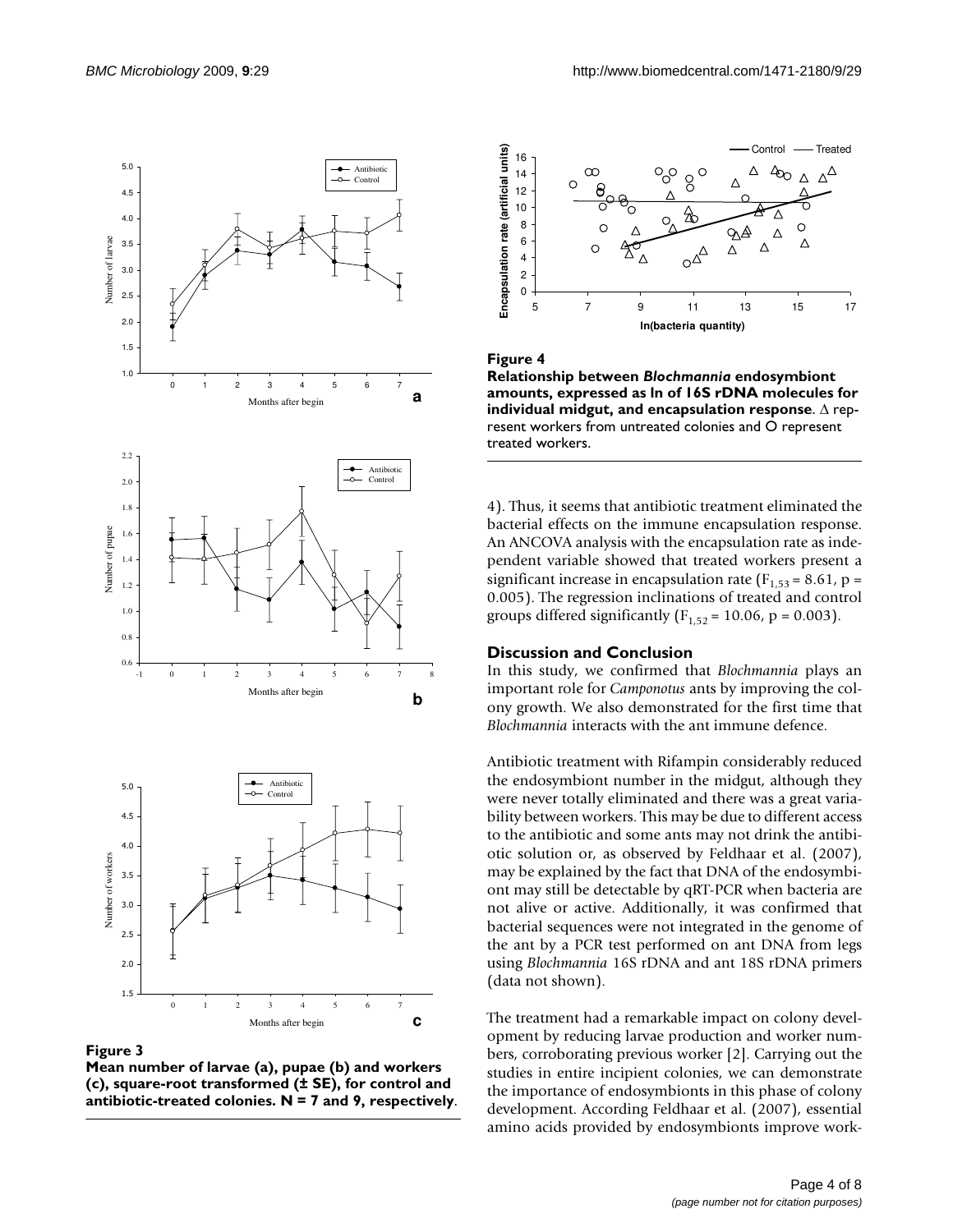**Figure 3**

**Mean number of larvae (a), pupae (b) and workers (c), square-root transformed (± SE), for control and antibiotic-treated colonies. N = 7 and 9, respectively**.

**Figure 4**

**Relationship between *Blochmannia* endosymbiont amounts, expressed as ln of 16S rDNA molecules for individual midgut, and encapsulation response**. Δ represent workers from untreated colonies and O represent treated workers.

4). Thus, it seems that antibiotic treatment eliminated the bacterial effects on the immune encapsulation response. An ANCOVA analysis with the encapsulation rate as independent variable showed that treated workers present a significant increase in encapsulation rate ($F_{1,53}$ = 8.61, p = 0.005). The regression inclinations of treated and control groups differed significantly ($F_{1,52}$ = 10.06, p = 0.003).

## Discussion and Conclusion

In this study, we confirmed that *Blochmannia* plays an important role for *Camponotus* ants by improving the colony growth. We also demonstrated for the first time that *Blochmannia* interacts with the ant immune defence.

Antibiotic treatment with Rifampin considerably reduced the endosymbiont number in the midgut, although they were never totally eliminated and there was a great variability between workers. This may be due to different access to the antibiotic and some ants may not drink the antibiotic solution or, as observed by Feldhaar et al. (2007), may be explained by the fact that DNA of the endosymbiont may still be detectable by qRT-PCR when bacteria are not alive or active. Additionally, it was confirmed that bacterial sequences were not integrated in the genome of the ant by a PCR test performed on ant DNA from legs using *Blochmannia* 16S rDNA and ant 18S rDNA primers (data not shown).

The treatment had a remarkable impact on colony development by reducing larvae production and worker numbers, corroborating previous worker [2]. Carrying out the studies in entire incipient colonies, we can demonstrate the importance of endosymbionts in this phase of colony development. According Feldhaar et al. (2007), essential amino acids provided by endosymbionts improve work-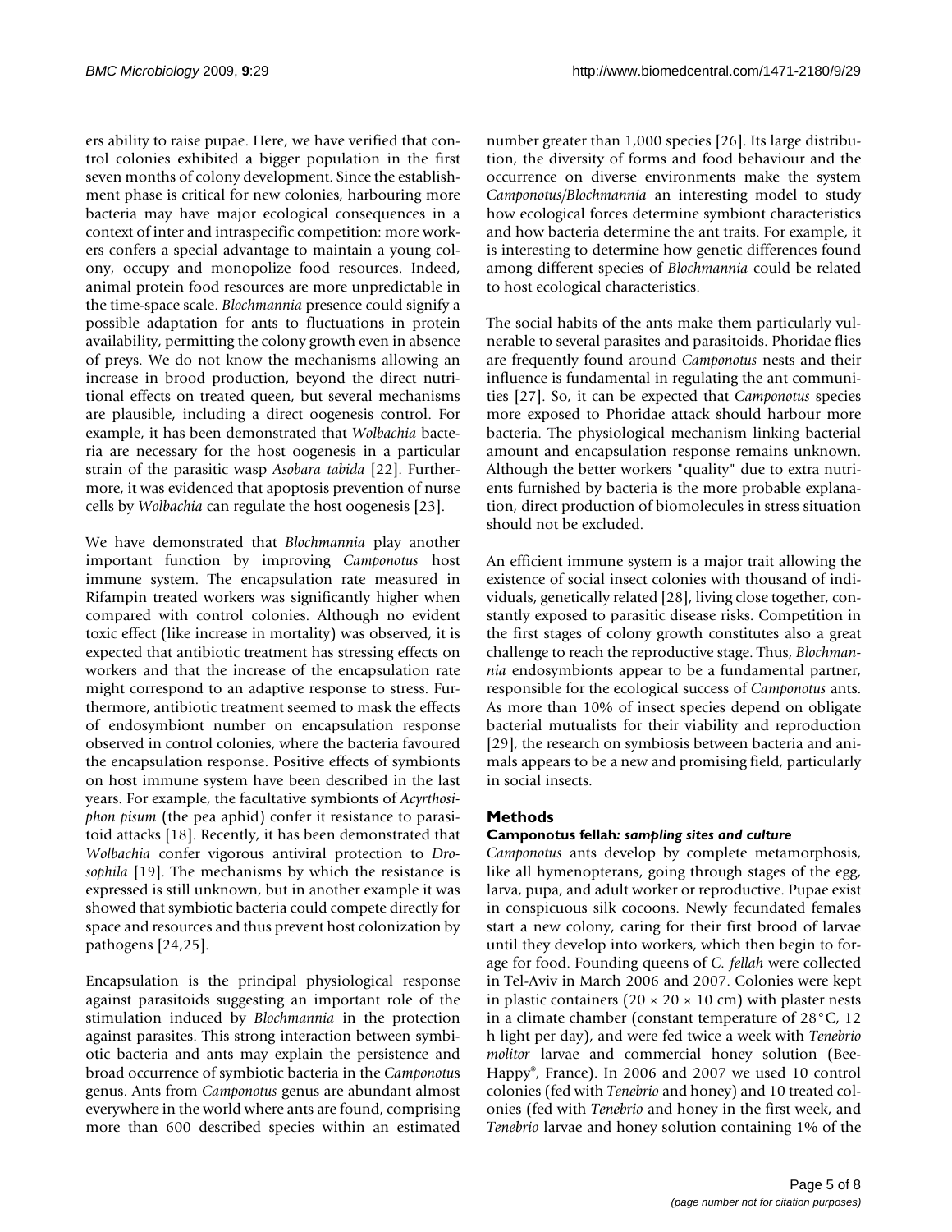ers ability to raise pupae. Here, we have verified that control colonies exhibited a bigger population in the first seven months of colony development. Since the establishment phase is critical for new colonies, harbouring more bacteria may have major ecological consequences in a context of inter and intraspecific competition: more workers confers a special advantage to maintain a young colony, occupy and monopolize food resources. Indeed, animal protein food resources are more unpredictable in the time-space scale. *Blochmannia* presence could signify a possible adaptation for ants to fluctuations in protein availability, permitting the colony growth even in absence of preys. We do not know the mechanisms allowing an increase in brood production, beyond the direct nutritional effects on treated queen, but several mechanisms are plausible, including a direct oogenesis control. For example, it has been demonstrated that *Wolbachia* bacteria are necessary for the host oogenesis in a particular strain of the parasitic wasp *Asobara tabida* [22]. Furthermore, it was evidenced that apoptosis prevention of nurse cells by *Wolbachia* can regulate the host oogenesis [23].

We have demonstrated that *Blochmannia* play another important function by improving *Camponotus* host immune system. The encapsulation rate measured in Rifampin treated workers was significantly higher when compared with control colonies. Although no evident toxic effect (like increase in mortality) was observed, it is expected that antibiotic treatment has stressing effects on workers and that the increase of the encapsulation rate might correspond to an adaptive response to stress. Furthermore, antibiotic treatment seemed to mask the effects of endosymbiont number on encapsulation response observed in control colonies, where the bacteria favoured the encapsulation response. Positive effects of symbionts on host immune system have been described in the last years. For example, the facultative symbionts of *Acyrthosiphon pisum* (the pea aphid) confer it resistance to parasitoid attacks [18]. Recently, it has been demonstrated that *Wolbachia* confer vigorous antiviral protection to *Drosophila* [19]. The mechanisms by which the resistance is expressed is still unknown, but in another example it was showed that symbiotic bacteria could compete directly for space and resources and thus prevent host colonization by pathogens [24,25].

Encapsulation is the principal physiological response against parasitoids suggesting an important role of the stimulation induced by *Blochmannia* in the protection against parasites. This strong interaction between symbiotic bacteria and ants may explain the persistence and broad occurrence of symbiotic bacteria in the *Camponotus* genus. Ants from *Camponotus* genus are abundant almost everywhere in the world where ants are found, comprising more than 600 described species within an estimated number greater than 1,000 species [26]. Its large distribution, the diversity of forms and food behaviour and the occurrence on diverse environments make the system *Camponotus/Blochmannia* an interesting model to study how ecological forces determine symbiont characteristics and how bacteria determine the ant traits. For example, it is interesting to determine how genetic differences found among different species of *Blochmannia* could be related to host ecological characteristics.

The social habits of the ants make them particularly vulnerable to several parasites and parasitoids. Phoridae flies are frequently found around *Camponotus* nests and their influence is fundamental in regulating the ant communities [27]. So, it can be expected that *Camponotus* species more exposed to Phoridae attack should harbour more bacteria. The physiological mechanism linking bacterial amount and encapsulation response remains unknown. Although the better workers "quality" due to extra nutrients furnished by bacteria is the more probable explanation, direct production of biomolecules in stress situation should not be excluded.

An efficient immune system is a major trait allowing the existence of social insect colonies with thousand of individuals, genetically related [28], living close together, constantly exposed to parasitic disease risks. Competition in the first stages of colony growth constitutes also a great challenge to reach the reproductive stage. Thus, *Blochmannia* endosymbionts appear to be a fundamental partner, responsible for the ecological success of *Camponotus* ants. As more than 10% of insect species depend on obligate bacterial mutualists for their viability and reproduction [29], the research on symbiosis between bacteria and animals appears to be a new and promising field, particularly in social insects.

## Methods

### *Camponotus fellah: sampling sites and culture*

*Camponotus* ants develop by complete metamorphosis, like all hymenopterans, going through stages of the egg, larva, pupa, and adult worker or reproductive. Pupae exist in conspicuous silk cocoons. Newly fecundated females start a new colony, caring for their first brood of larvae until they develop into workers, which then begin to forage for food. Founding queens of *C. fellah* were collected in Tel-Aviv in March 2006 and 2007. Colonies were kept in plastic containers (20 × 20 × 10 cm) with plaster nests in a climate chamber (constant temperature of 28°C, 12 h light per day), and were fed twice a week with *Tenebrio molitor* larvae and commercial honey solution (Bee-Happy®, France). In 2006 and 2007 we used 10 control colonies (fed with *Tenebrio* and honey) and 10 treated colonies (fed with *Tenebrio* and honey in the first week, and *Tenebrio* larvae and honey solution containing 1% of the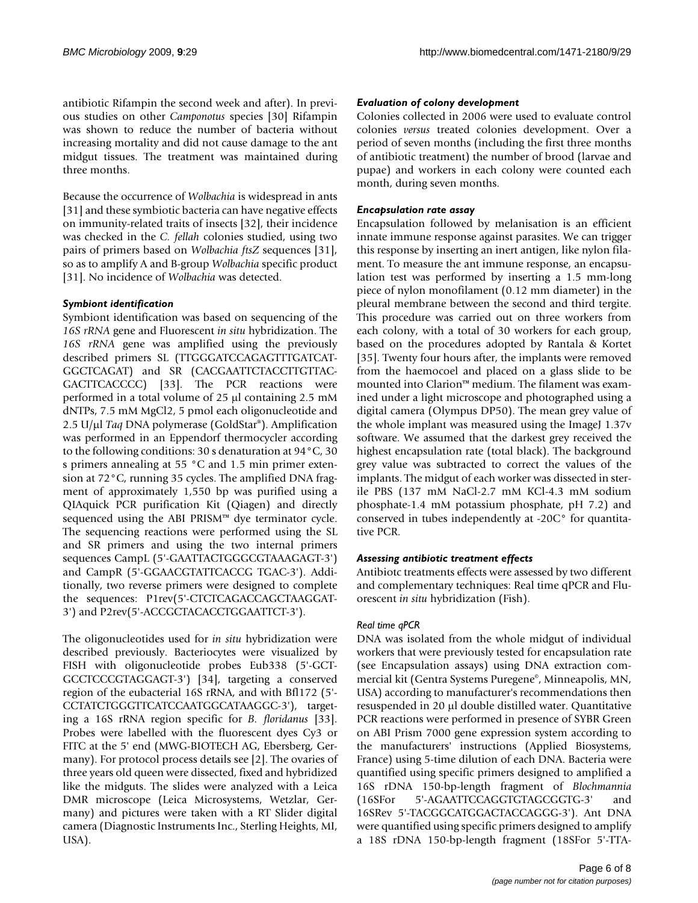antibiotic Rifampin the second week and after). In previous studies on other *Camponotus* species [30] Rifampin was shown to reduce the number of bacteria without increasing mortality and did not cause damage to the ant midgut tissues. The treatment was maintained during three months.

Because the occurrence of *Wolbachia* is widespread in ants [31] and these symbiotic bacteria can have negative effects on immunity-related traits of insects [32], their incidence was checked in the *C. fellah* colonies studied, using two pairs of primers based on *Wolbachia ftsZ* sequences [31], so as to amplify A and B-group *Wolbachia* specific product [31]. No incidence of *Wolbachia* was detected.

### *Symbiont identification*

Symbiont identification was based on sequencing of the *16S rRNA* gene and Fluorescent *in situ* hybridization. The *16S rRNA* gene was amplified using the previously described primers SL (TTGGGATCCAGAGTTTGATCATGGCTCAGAT) and SR (CACGAATTCTACCTTGTTACGACTTCACCCC) [33]. The PCR reactions were performed in a total volume of 25 μl containing 2.5 mM dNTPs, 7.5 mM MgCl2, 5 pmol each oligonucleotide and 2.5 U/μl *Taq* DNA polymerase (GoldStar®). Amplification was performed in an Eppendorf thermocycler according to the following conditions: 30 s denaturation at 94°C, 30 s primers annealing at 55 °C and 1.5 min primer extension at 72°C, running 35 cycles. The amplified DNA fragment of approximately 1,550 bp was purified using a QIAquick PCR purification Kit (Qiagen) and directly sequenced using the ABI PRISM™ dye terminator cycle. The sequencing reactions were performed using the SL and SR primers and using the two internal primers sequences CampL (5'-GAATTACTGGGCGTAAAGAGT-3') and CampR (5'-GGAACGTATTCACCG TGAC-3'). Additionally, two reverse primers were designed to complete the sequences: P1rev(5'-CTCTCAGACCAGCTAAGGAT-3') and P2rev(5'-ACCGCTACACCTGGAATTCT-3').

The oligonucleotides used for *in situ* hybridization were described previously. Bacteriocytes were visualized by FISH with oligonucleotide probes Eub338 (5'-GCTGCCTCCCGTAGGAGT-3') [34], targeting a conserved region of the eubacterial 16S rRNA, and with Bfl172 (5'-CCTATCTGGGTTCATCCAATGGCATAAGGC-3'), targeting a 16S rRNA region specific for *B. floridanus* [33]. Probes were labelled with the fluorescent dyes Cy3 or FITC at the 5' end (MWG-BIOTECH AG, Ebersberg, Germany). For protocol process details see [2]. The ovaries of three years old queen were dissected, fixed and hybridized like the midguts. The slides were analyzed with a Leica DMR microscope (Leica Microsystems, Wetzlar, Germany) and pictures were taken with a RT Slider digital camera (Diagnostic Instruments Inc., Sterling Heights, MI, USA).

### *Evaluation of colony development*

Colonies collected in 2006 were used to evaluate control colonies *versus* treated colonies development. Over a period of seven months (including the first three months of antibiotic treatment) the number of brood (larvae and pupae) and workers in each colony were counted each month, during seven months.

### *Encapsulation rate assay*

Encapsulation followed by melanisation is an efficient innate immune response against parasites. We can trigger this response by inserting an inert antigen, like nylon filament. To measure the ant immune response, an encapsulation test was performed by inserting a 1.5 mm-long piece of nylon monofilament (0.12 mm diameter) in the pleural membrane between the second and third tergite. This procedure was carried out on three workers from each colony, with a total of 30 workers for each group, based on the procedures adopted by Rantala & Kortet [35]. Twenty four hours after, the implants were removed from the haemocoel and placed on a glass slide to be mounted into Clarion™ medium. The filament was examined under a light microscope and photographed using a digital camera (Olympus DP50). The mean grey value of the whole implant was measured using the ImageJ 1.37v software. We assumed that the darkest grey received the highest encapsulation rate (total black). The background grey value was subtracted to correct the values of the implants. The midgut of each worker was dissected in sterile PBS (137 mM NaCl-2.7 mM KCl-4.3 mM sodium phosphate-1.4 mM potassium phosphate, pH 7.2) and conserved in tubes independently at -20C° for quantitative PCR.

### *Assessing antibiotic treatment effects*

Antibiotc treatments effects were assessed by two different and complementary techniques: Real time qPCR and Fluorescent *in situ* hybridization (Fish).

#### *Real time qPCR*

DNA was isolated from the whole midgut of individual workers that were previously tested for encapsulation rate (see Encapsulation assays) using DNA extraction commercial kit (Gentra Systems Puregene®, Minneapolis, MN, USA) according to manufacturer's recommendations then resuspended in 20 μl double distilled water. Quantitative PCR reactions were performed in presence of SYBR Green on ABI Prism 7000 gene expression system according to the manufacturers' instructions (Applied Biosystems, France) using 5-time dilution of each DNA. Bacteria were quantified using specific primers designed to amplified a 16S rDNA 150-bp-length fragment of *Blochmannia* (16SFor 5'-AGAATTCCAGGTGTAGCGGTG-3' and 16SRev 5'-TACGGCATGGACTACCAGGG-3'). Ant DNA were quantified using specific primers designed to amplify a 18S rDNA 150-bp-length fragment (18SFor 5'-TTA-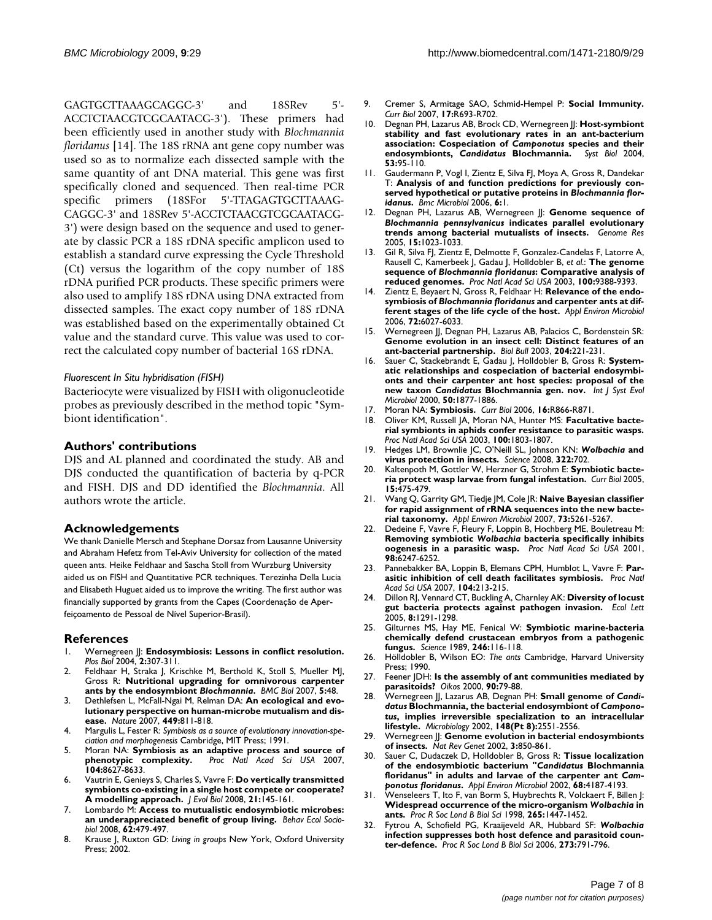GAGTGCTTAAAGCAGGC-3' and 18SRev 5'-ACCTCTAACGTCGCAATACG-3'). These primers had been efficiently used in another study with *Blochmannia floridanus* [14]. The 18S rRNA ant gene copy number was used so as to normalize each dissected sample with the same quantity of ant DNA material. This gene was first specifically cloned and sequenced. Then real-time PCR specific primers (18SFor 5'-TTAGAGTGCTTAAAG-CAGGC-3' and 18SRev 5'-ACCTCTAACGTCGCAATACG-3') were design based on the sequence and used to generate by classic PCR a 18S rDNA specific amplicon used to establish a standard curve expressing the Cycle Threshold (Ct) versus the logarithm of the copy number of 18S rDNA purified PCR products. These specific primers were also used to amplify 18S rDNA using DNA extracted from dissected samples. The exact copy number of 18S rDNA was established based on the experimentally obtained Ct value and the standard curve. This value was used to correct the calculated copy number of bacterial 16S rDNA.

### *Fluorescent In Situ hybridisation (FISH)*

Bacteriocyte were visualized by FISH with oligonucleotide probes as previously described in the method topic "Symbiont identification".

## Authors' contributions

DJS and AL planned and coordinated the study. AB and DJS conducted the quantification of bacteria by q-PCR and FISH. DJS and DD identified the *Blochmannia*. All authors wrote the article.

## Acknowledgements

We thank Danielle Mersch and Stephane Dorsaz from Lausanne University and Abraham Hefetz from Tel-Aviv University for collection of the mated queen ants. Heike Feldhaar and Sascha Stoll from Wurzburg University aided us on FISH and Quantitative PCR techniques. Terezinha Della Lucia and Elisabeth Huguet aided us to improve the writing. The first author was financially supported by grants from the Capes (Coordenação de Aperfeiçoamento de Pessoal de Nível Superior-Brasil).

## References

1. Wernegreen JJ: **Endosymbiosis: Lessons in conflict resolution.** *Plos Biol* 2004, **2:**307-311.
2. Feldhaar H, Straka J, Krischke M, Berthold K, Stoll S, Mueller MJ, Gross R: **Nutritional upgrading for omnivorous carpenter ants by the endosymbiont *Blochmannia*.** *BMC Biol* 2007, **5:**48.
3. Dethlefsen L, McFall-Ngai M, Relman DA: **An ecological and evolutionary perspective on human-microbe mutualism and disease.** *Nature* 2007, **449:**811-818.
4. Margulis L, Fester R: *Symbiosis as a source of evolutionary innovation-speciation and morphogenesis* Cambridge, MIT Press; 1991.
5. Moran NA: **Symbiosis as an adaptive process and source of phenotypic complexity.** *Proc Natl Acad Sci USA* 2007, **104:**8627-8633.
6. Vautrin E, Genieys S, Charles S, Vavre F: **Do vertically transmitted symbionts co-existing in a single host compete or cooperate? A modelling approach.** *J Evol Biol* 2008, **21:**145-161.
7. Lombardo M: **Access to mutualistic endosymbiotic microbes: an underappreciated benefit of group living.** *Behav Ecol Sociobiol* 2008, **62:**479-497.
8. Krause J, Ruxton GD: *Living in groups* New York, Oxford University Press; 2002.
9. Cremer S, Armitage SAO, Schmid-Hempel P: **Social Immunity.** *Curr Biol* 2007, **17:**R693-R702.
10. Degnan PH, Lazarus AB, Brock CD, Wernegreen JJ: **Host-symbiont stability and fast evolutionary rates in an ant-bacterium association: Cospeciation of *Camponotus* species and their endosymbionts, *Candidatus* Blochmannia.** *Syst Biol* 2004, **53:**95-110.
11. Gaudermann P, Vogl I, Zientz E, Silva FJ, Moya A, Gross R, Dandekar T: **Analysis of and function predictions for previously conserved hypothetical or putative proteins in *Blochmannia floridanus*.** *Bmc Microbiol* 2006, **6:**1.
12. Degnan PH, Lazarus AB, Wernegreen JJ: **Genome sequence of *Blochmannia pennsylvanicus* indicates parallel evolutionary trends among bacterial mutualists of insects.** *Genome Res* 2005, **15:**1023-1033.
13. Gil R, Silva FJ, Zientz E, Delmotte F, Gonzalez-Candelas F, Latorre A, Rausell C, Kamerbeek J, Gadau J, Holldobler B, *et al.*: **The genome sequence of *Blochmannia floridanus*: Comparative analysis of reduced genomes.** *Proc Natl Acad Sci USA* 2003, **100:**9388-9393.
14. Zientz E, Beyaert N, Gross R, Feldhaar H: **Relevance of the endosymbiosis of *Blochmannia floridanus* and carpenter ants at different stages of the life cycle of the host.** *Appl Environ Microbiol* 2006, **72:**6027-6033.
15. Wernegreen JJ, Degnan PH, Lazarus AB, Palacios C, Bordenstein SR: **Genome evolution in an insect cell: Distinct features of an ant-bacterial partnership.** *Biol Bull* 2003, **204:**221-231.
16. Sauer C, Stackebrandt E, Gadau J, Holldobler B, Gross R: **Systematic relationships and cospeciation of bacterial endosymbionts and their carpenter ant host species: proposal of the new taxon *Candidatus* Blochmannia gen. nov.** *Int J Syst Evol Microbiol* 2000, **50:**1877-1886.
17. Moran NA: **Symbiosis.** *Curr Biol* 2006, **16:**R866-R871.
18. Oliver KM, Russell JA, Moran NA, Hunter MS: **Facultative bacterial symbionts in aphids confer resistance to parasitic wasps.** *Proc Natl Acad Sci USA* 2003, **100:**1803-1807.
19. Hedges LM, Brownlie JC, O'Neill SL, Johnson KN: ***Wolbachia* and virus protection in insects.** *Science* 2008, **322:**702.
20. Kaltenpoth M, Gottler W, Herzner G, Strohm E: **Symbiotic bacteria protect wasp larvae from fungal infestation.** *Curr Biol* 2005, **15:**475-479.
21. Wang Q, Garrity GM, Tiedje JM, Cole JR: **Naive Bayesian classifier for rapid assignment of rRNA sequences into the new bacterial taxonomy.** *Appl Environ Microbiol* 2007, **73:**5261-5267.
22. Dedeine F, Vavre F, Fleury F, Loppin B, Hochberg ME, Bouletreau M: **Removing symbiotic *Wolbachia* bacteria specifically inhibits oogenesis in a parasitic wasp.** *Proc Natl Acad Sci USA* 2001, **98:**6247-6252.
23. Pannebakker BA, Loppin B, Elemans CPH, Humblot L, Vavre F: **Parasitic inhibition of cell death facilitates symbiosis.** *Proc Natl Acad Sci USA* 2007, **104:**213-215.
24. Dillon RJ, Vennard CT, Buckling A, Charnley AK: **Diversity of locust gut bacteria protects against pathogen invasion.** *Ecol Lett* 2005, **8:**1291-1298.
25. Gilturnes MS, Hay ME, Fenical W: **Symbiotic marine-bacteria chemically defend crustacean embryos from a pathogenic fungus.** *Science* 1989, **246:**116-118.
26. Hölldobler B, Wilson EO: *The ants* Cambridge, Harvard University Press; 1990.
27. Feener JDH: **Is the assembly of ant communities mediated by parasitoids?** *Oikos* 2000, **90:**79-88.
28. Wernegreen JJ, Lazarus AB, Degnan PH: **Small genome of *Candidatus* Blochmannia, the bacterial endosymbiont of *Camponotus*, implies irreversible specialization to an intracellular lifestyle.** *Microbiology* 2002, **148(Pt 8):**2551-2556.
29. Wernegreen JJ: **Genome evolution in bacterial endosymbionts of insects.** *Nat Rev Genet* 2002, **3:**850-861.
30. Sauer C, Dudaczek D, Holldobler B, Gross R: **Tissue localization of the endosymbiotic bacterium "*Candidatus* Blochmannia floridanus" in adults and larvae of the carpenter ant *Camponotus floridanus*.** *Appl Environ Microbiol* 2002, **68:**4187-4193.
31. Wenseleers T, Ito F, van Borm S, Huybrechts R, Volckaert F, Billen J: **Widespread occurrence of the micro-organism *Wolbachia* in ants.** *Proc R Soc Lond B Biol Sci* 1998, **265:**1447-1452.
32. Fytrou A, Schofield PG, Kraaijeveld AR, Hubbard SF: ***Wolbachia* infection suppresses both host defence and parasitoid counter-defence.** *Proc R Soc Lond B Biol Sci* 2006, **273:**791-796.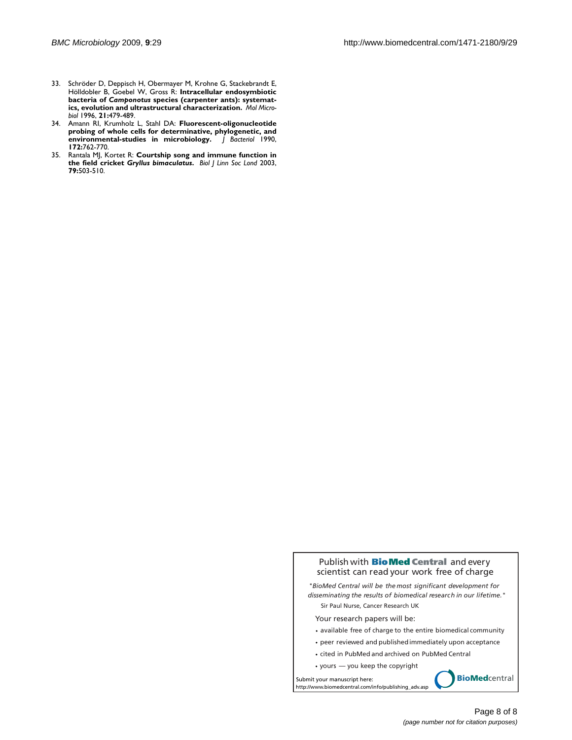33. Schröder D, Deppisch H, Obermayer M, Krohne G, Stackebrandt E, Hölldobler B, Goebel W, Gross R: **Intracellular endosymbiotic bacteria of *Camponotus* species (carpenter ants): systematics, evolution and ultrastructural characterization.** *Mol Microbiol* 1996, **21:**479-489.
34. Amann RI, Krumholz L, Stahl DA: **Fluorescent-oligonucleotide probing of whole cells for determinative, phylogenetic, and environmental-studies in microbiology.** *J Bacteriol* 1990, **172:**762-770.
35. Rantala MJ, Kortet R: **Courtship song and immune function in the field cricket *Gryllus bimaculatus*.** *Biol J Linn Soc Lond* 2003, **79:**503-510.

Publish with **BioMed Central** and every scientist can read your work free of charge

*"BioMed Central will be the most significant development for disseminating the results of biomedical research in our lifetime."*

Sir Paul Nurse, Cancer Research UK

Your research papers will be:

- available free of charge to the entire biomedical community
- peer reviewed and published immediately upon acceptance
- cited in PubMed and archived on PubMed Central
- yours — you keep the copyright

Submit your manuscript here:
http://www.biomedcentral.com/info/publishing_adv.asp

**BioMed**central